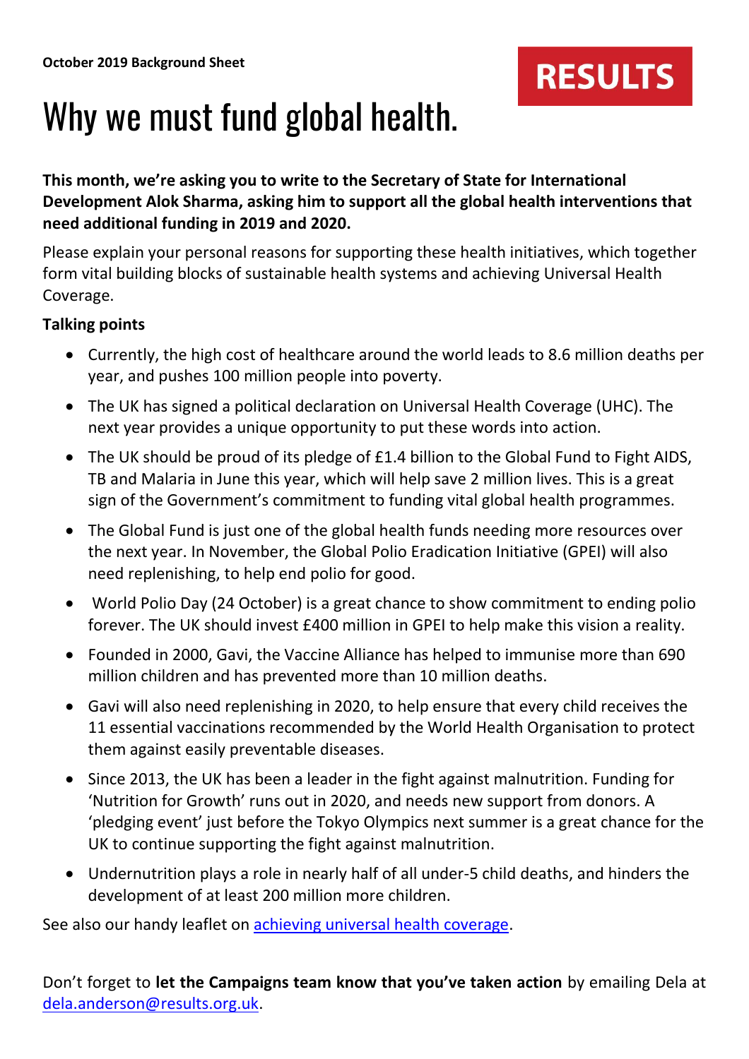**October 2019 Background Sheet**

RESULTS

# Why we must fund global health.

**This month, we're asking you to write to the Secretary of State for International Development Alok Sharma, asking him to support all the global health interventions that need additional funding in 2019 and 2020.**

Please explain your personal reasons for supporting these health initiatives, which together form vital building blocks of sustainable health systems and achieving Universal Health Coverage.

**Talking points**

- Currently, the high cost of healthcare around the world leads to 8.6 million deaths per year, and pushes 100 million people into poverty.
- The UK has signed a political declaration on Universal Health Coverage (UHC). The next year provides a unique opportunity to put these words into action.
- The UK should be proud of its pledge of £1.4 billion to the Global Fund to Fight AIDS, TB and Malaria in June this year, which will help save 2 million lives. This is a great sign of the Government's commitment to funding vital global health programmes.
- The Global Fund is just one of the global health funds needing more resources over the next year. In November, the Global Polio Eradication Initiative (GPEI) will also need replenishing, to help end polio for good.
- World Polio Day (24 October) is a great chance to show commitment to ending polio forever. The UK should invest £400 million in GPEI to help make this vision a reality.
- Founded in 2000, Gavi, the Vaccine Alliance has helped to immunise more than 690 million children and has prevented more than 10 million deaths.
- Gavi will also need replenishing in 2020, to help ensure that every child receives the 11 essential vaccinations recommended by the World Health Organisation to protect them against easily preventable diseases.
- Since 2013, the UK has been a leader in the fight against malnutrition. Funding for 'Nutrition for Growth' runs out in 2020, and needs new support from donors. A 'pledging event' just before the Tokyo Olympics next summer is a great chance for the UK to continue supporting the fight against malnutrition.
- Undernutrition plays a role in nearly half of all under-5 child deaths, and hinders the development of at least 200 million more children.

See also our handy leaflet on achieving universal health coverage.

Don't forget to **let the Campaigns team know that you've taken action** by emailing Dela at dela.anderson@results.org.uk.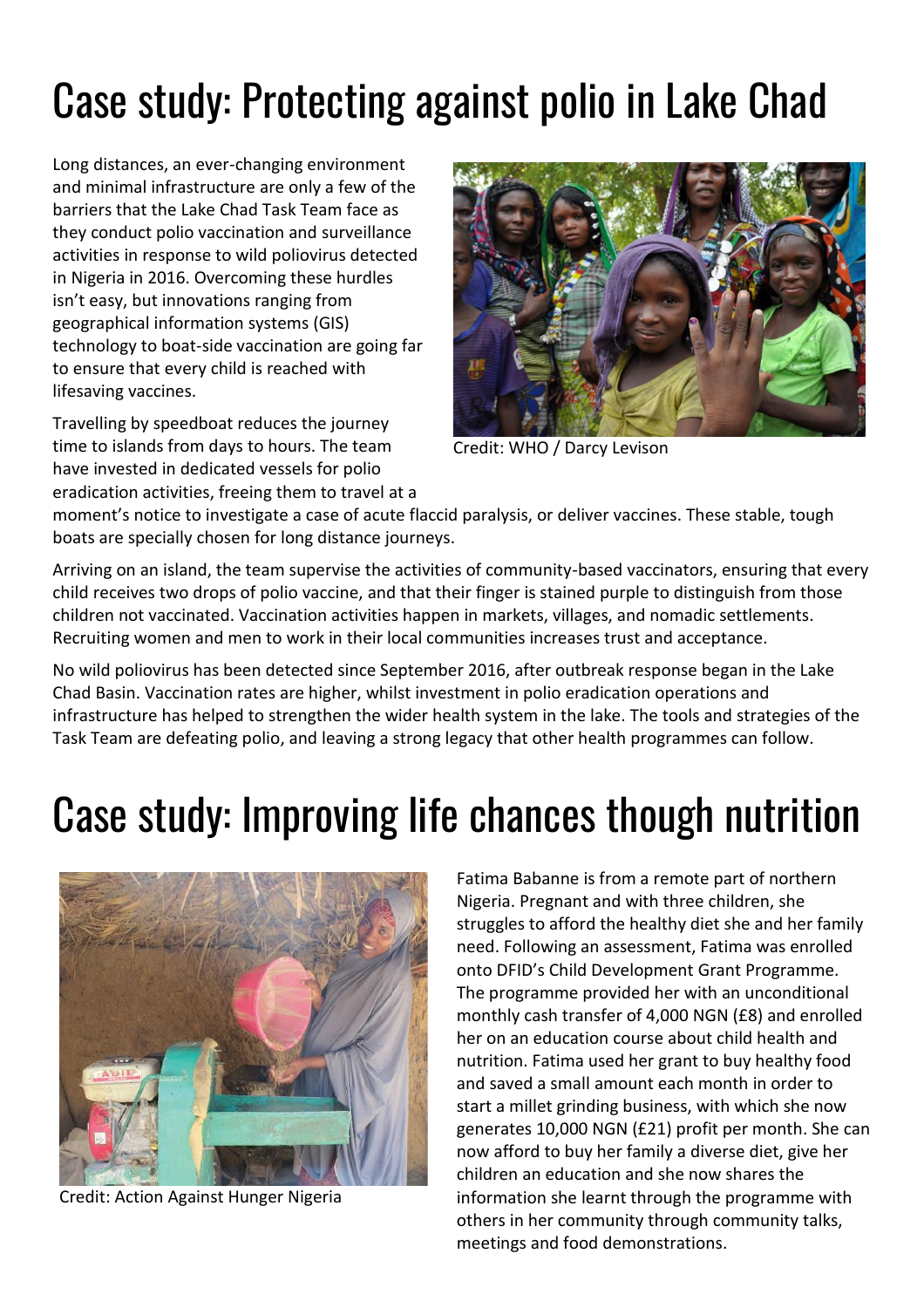# Case study: Protecting against polio in Lake Chad

Long distances, an ever-changing environment and minimal infrastructure are only a few of the barriers that the Lake Chad Task Team face as they conduct polio vaccination and surveillance activities in response to wild poliovirus detected in Nigeria in 2016. Overcoming these hurdles isn't easy, but innovations ranging from geographical information systems (GIS) technology to boat-side vaccination are going far to ensure that every child is reached with lifesaving vaccines.

Credit: WHO / Darcy Levison

Travelling by speedboat reduces the journey time to islands from days to hours. The team have invested in dedicated vessels for polio eradication activities, freeing them to travel at a moment's notice to investigate a case of acute flaccid paralysis, or deliver vaccines. These stable, tough boats are specially chosen for long distance journeys.

Arriving on an island, the team supervise the activities of community-based vaccinators, ensuring that every child receives two drops of polio vaccine, and that their finger is stained purple to distinguish from those children not vaccinated. Vaccination activities happen in markets, villages, and nomadic settlements. Recruiting women and men to work in their local communities increases trust and acceptance.

No wild poliovirus has been detected since September 2016, after outbreak response began in the Lake Chad Basin. Vaccination rates are higher, whilst investment in polio eradication operations and infrastructure has helped to strengthen the wider health system in the lake. The tools and strategies of the Task Team are defeating polio, and leaving a strong legacy that other health programmes can follow.

# Case study: Improving life chances though nutrition

Credit: Action Against Hunger Nigeria

Fatima Babanne is from a remote part of northern Nigeria. Pregnant and with three children, she struggles to afford the healthy diet she and her family need. Following an assessment, Fatima was enrolled onto DFID's Child Development Grant Programme. The programme provided her with an unconditional monthly cash transfer of 4,000 NGN (£8) and enrolled her on an education course about child health and nutrition. Fatima used her grant to buy healthy food and saved a small amount each month in order to start a millet grinding business, with which she now generates 10,000 NGN (£21) profit per month. She can now afford to buy her family a diverse diet, give her children an education and she now shares the information she learnt through the programme with others in her community through community talks, meetings and food demonstrations.